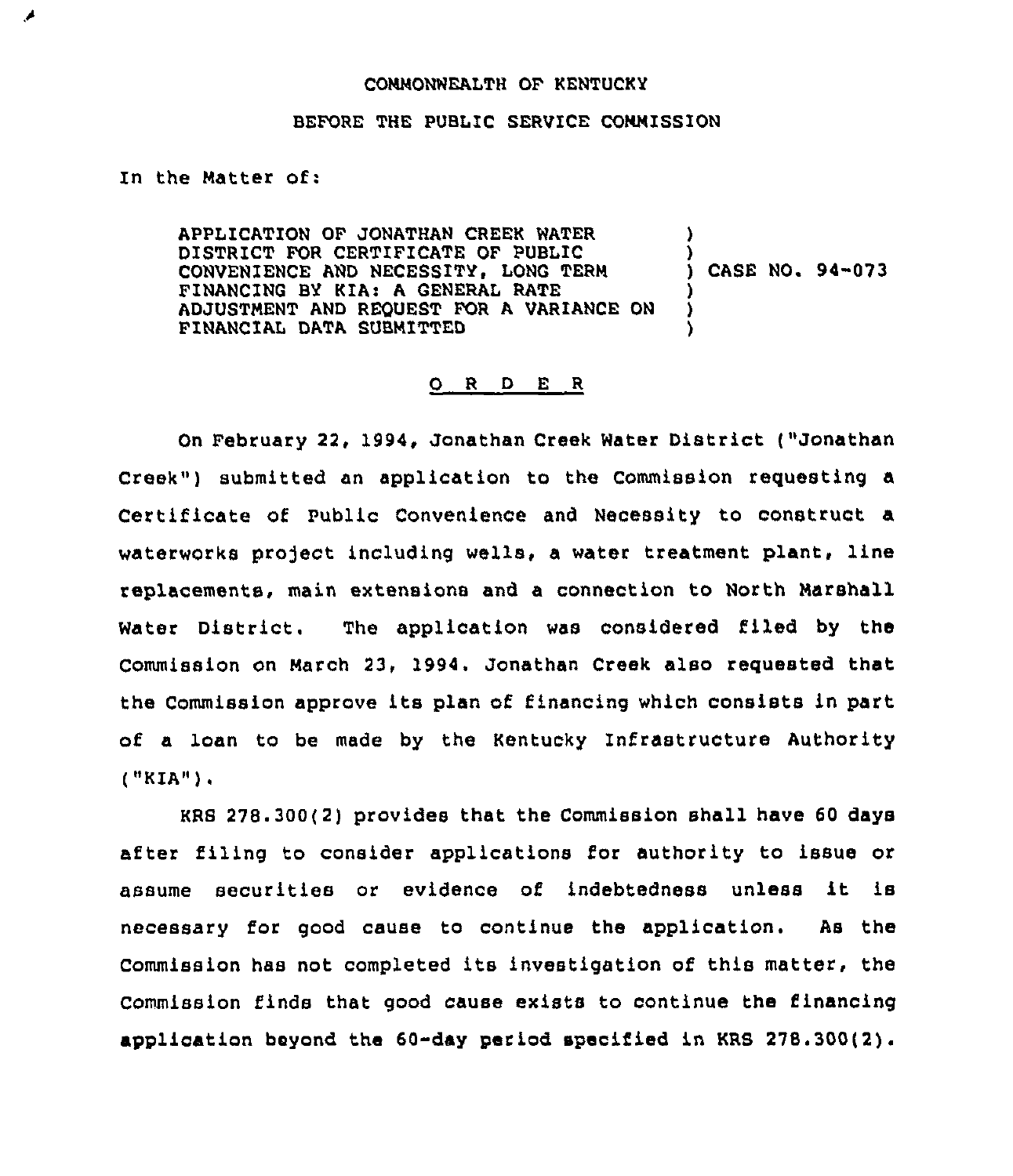COMMONWEALTH OF KENTUCKY

BEFORE THE PUBLIC SERVICE COMMISSION

In the Matter of:

| | | |
|---|---|---|
| APPLICATION OF JONATHAN CREEK WATER DISTRICT FOR CERTIFICATE OF PUBLIC CONVENIENCE AND NECESSITY, LONG TERM FINANCING BY KIA: A GENERAL RATE ADJUSTMENT AND REQUEST FOR A VARIANCE ON FINANCIAL DATA SUBMITTED | ) | CASE NO. 94-073 |

## O R D E R

On February 22, 1994, Jonathan Creek Water District ("Jonathan Creek") submitted an application to the Commission requesting a Certificate of Public Convenience and Necessity to construct a waterworks project including wells, a water treatment plant, line replacements, main extensions and a connection to North Marshall Water District. The application was considered filed by the Commission on March 23, 1994. Jonathan Creek also requested that the Commission approve its plan of financing which consists in part of a loan to be made by the Kentucky Infrastructure Authority ("KIA").

KRS 278.300(2) provides that the Commission shall have 60 days after filing to consider applications for authority to issue or assume securities or evidence of indebtedness unless it is necessary for good cause to continue the application. As the Commission has not completed its investigation of this matter, the Commission finds that good cause exists to continue the financing application beyond the 60-day period specified in KRS 278.300(2).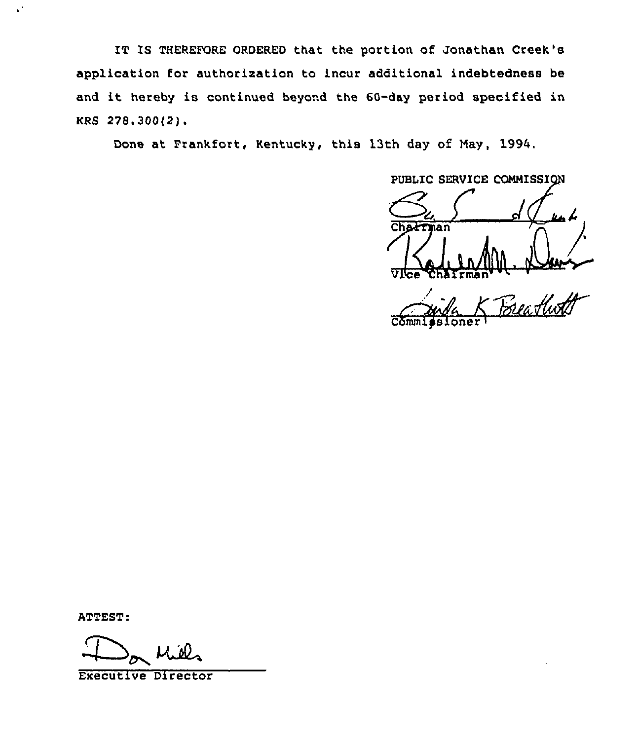IT IS THEREFORE ORDERED that the portion of Jonathan Creek's application for authorization to incur additional indebtedness be and it hereby is continued beyond the 60-day period specified in KRS 278.300(2).

Done at Frankfort, Kentucky, this 13th day of May, 1994.

PUBLIC SERVICE COMMISSION

Chairman

Vice Chairman

Commissioner

ATTEST:

Executive Director